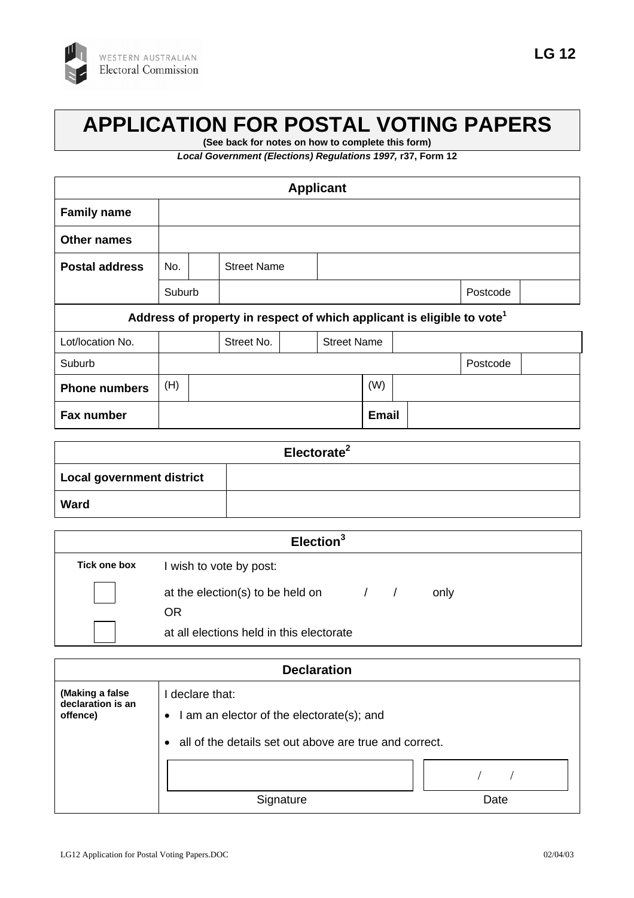WESTERN AUSTRALIAN
Electoral Commission

**LG 12**

# APPLICATION FOR POSTAL VOTING PAPERS

**(See back for notes on how to complete this form)**

***Local Government (Elections) Regulations 1997,* r37, Form 12**

| **Applicant** | | | | | | | |
|---|---|---|---|---|---|---|---|
| **Family name** | | | | | | | |
| **Other names** | | | | | | | |
| **Postal address** | No. | | Street Name | | | | |
| | Suburb | | | | | Postcode | |
| **Address of property in respect of which applicant is eligible to vote[1]** | | | | | | | |
| Lot/location No. | | Street No. | | Street Name | | | |
| Suburb | | | | | | Postcode | |
| **Phone numbers** | (H) | | | (W) | | | |
| **Fax number** | | | | **Email** | | | |

| **Electorate[2]** | |
|---|---|
| **Local government district** | |
| **Ward** | |

| **Election[3]** | |
|---|---|
| **Tick one box** | I wish to vote by post: |
| ☐ | at the election(s) to be held on / / only |
| | OR |
| ☐ | at all elections held in this electorate |

| **Declaration** | | |
|---|---|---|
| **(Making a false declaration is an offence)** | I declare that:<br>• I am an elector of the electorate(s); and<br>• all of the details set out above are true and correct. | |
| | Signature | / / <br>Date |

LG12 Application for Postal Voting Papers.DOC 02/04/03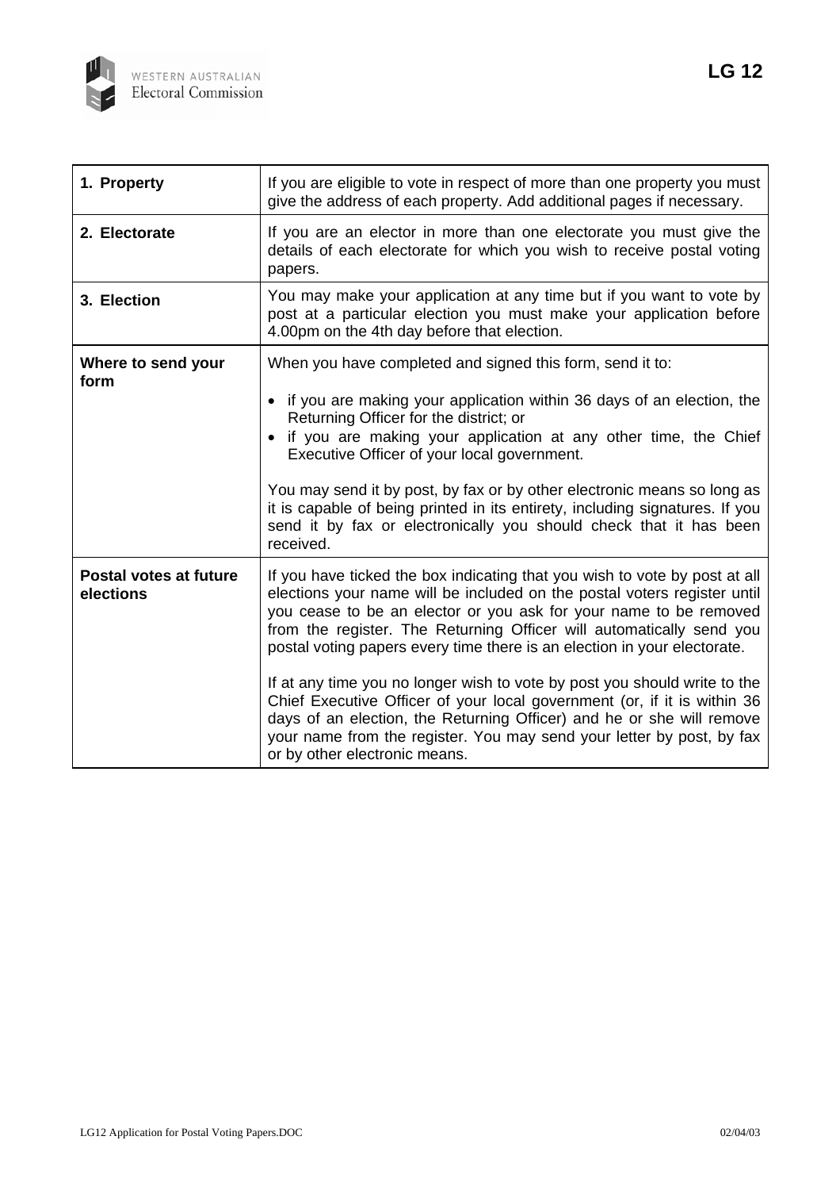| | |
|---|---|
| **1. Property** | If you are eligible to vote in respect of more than one property you must give the address of each property. Add additional pages if necessary. |
| **2. Electorate** | If you are an elector in more than one electorate you must give the details of each electorate for which you wish to receive postal voting papers. |
| **3. Election** | You may make your application at any time but if you want to vote by post at a particular election you must make your application before 4.00pm on the 4th day before that election. |
| **Where to send your form** | When you have completed and signed this form, send it to:<br><br>• if you are making your application within 36 days of an election, the Returning Officer for the district; or<br>• if you are making your application at any other time, the Chief Executive Officer of your local government.<br><br>You may send it by post, by fax or by other electronic means so long as it is capable of being printed in its entirety, including signatures. If you send it by fax or electronically you should check that it has been received. |
| **Postal votes at future elections** | If you have ticked the box indicating that you wish to vote by post at all elections your name will be included on the postal voters register until you cease to be an elector or you ask for your name to be removed from the register. The Returning Officer will automatically send you postal voting papers every time there is an election in your electorate.<br><br>If at any time you no longer wish to vote by post you should write to the Chief Executive Officer of your local government (or, if it is within 36 days of an election, the Returning Officer) and he or she will remove your name from the register. You may send your letter by post, by fax or by other electronic means. |